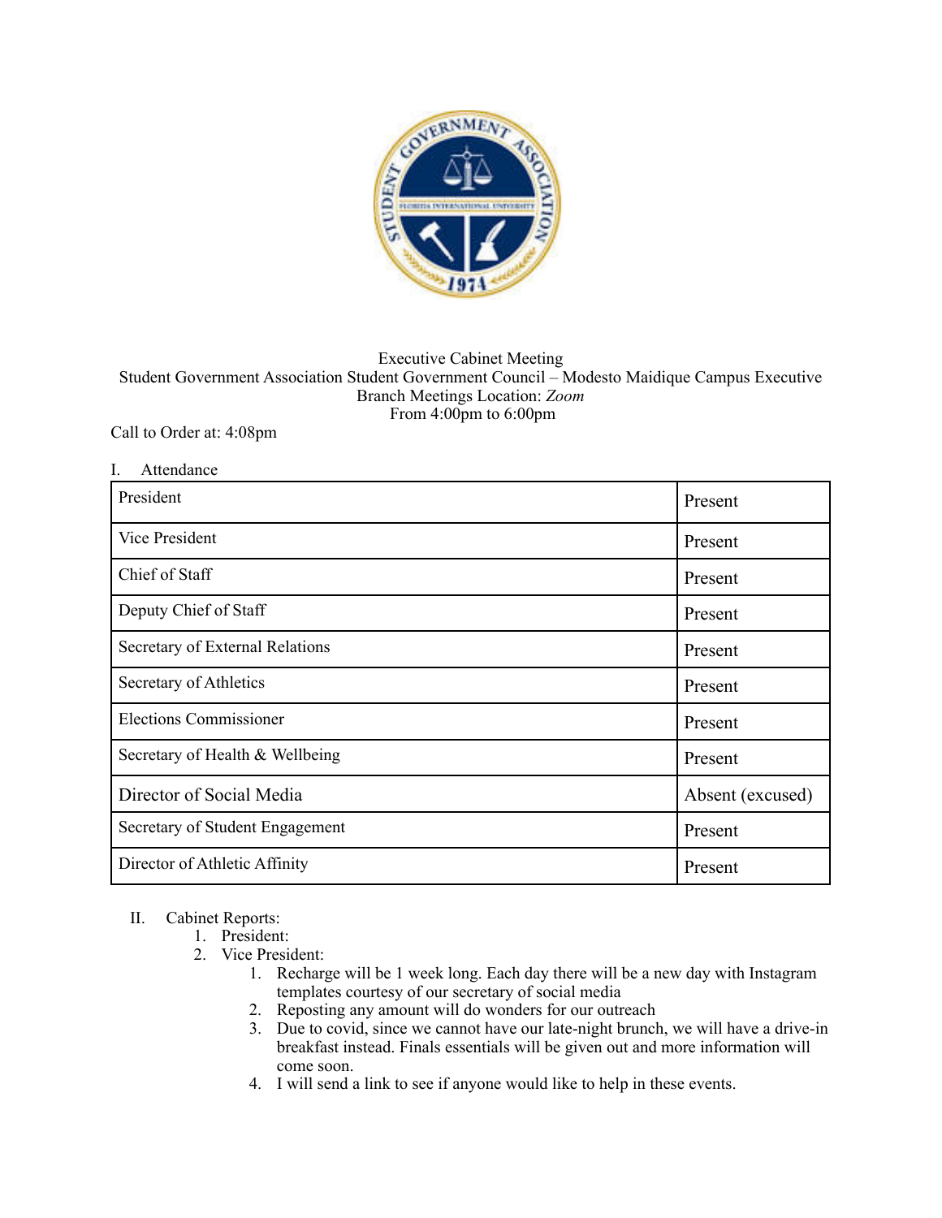Executive Cabinet Meeting
Student Government Association Student Government Council – Modesto Maidique Campus Executive Branch Meetings Location: *Zoom*
From 4:00pm to 6:00pm

Call to Order at: 4:08pm

I. Attendance

| President | Present |
|---|---|
| Vice President | Present |
| Chief of Staff | Present |
| Deputy Chief of Staff | Present |
| Secretary of External Relations | Present |
| Secretary of Athletics | Present |
| Elections Commissioner | Present |
| Secretary of Health & Wellbeing | Present |
| Director of Social Media | Absent (excused) |
| Secretary of Student Engagement | Present |
| Director of Athletic Affinity | Present |

II. Cabinet Reports:

1. President:
2. Vice President:
    1. Recharge will be 1 week long. Each day there will be a new day with Instagram templates courtesy of our secretary of social media
    2. Reposting any amount will do wonders for our outreach
    3. Due to covid, since we cannot have our late-night brunch, we will have a drive-in breakfast instead. Finals essentials will be given out and more information will come soon.
    4. I will send a link to see if anyone would like to help in these events.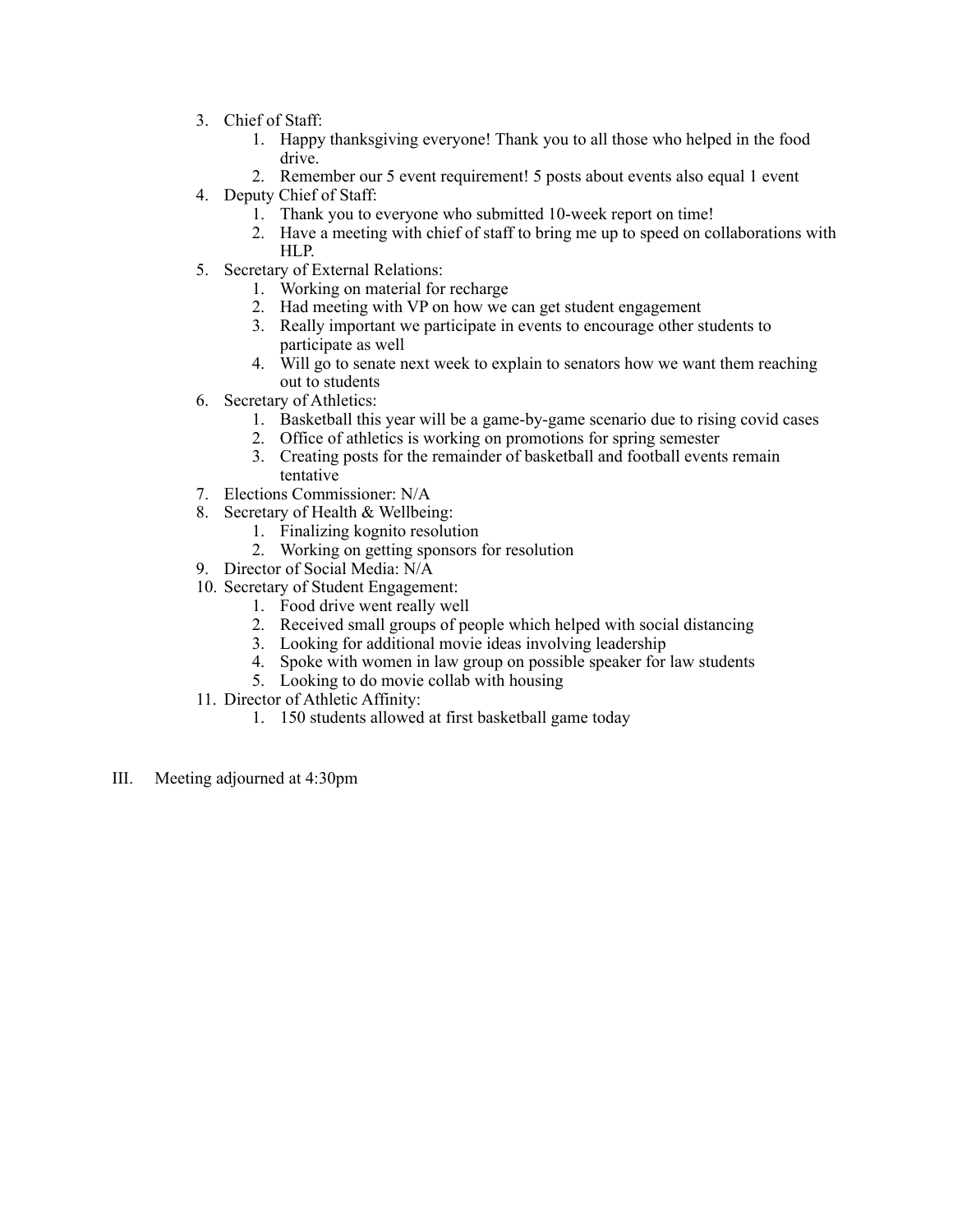3. Chief of Staff:
    1. Happy thanksgiving everyone! Thank you to all those who helped in the food drive.
    2. Remember our 5 event requirement! 5 posts about events also equal 1 event
4. Deputy Chief of Staff:
    1. Thank you to everyone who submitted 10-week report on time!
    2. Have a meeting with chief of staff to bring me up to speed on collaborations with HLP.
5. Secretary of External Relations:
    1. Working on material for recharge
    2. Had meeting with VP on how we can get student engagement
    3. Really important we participate in events to encourage other students to participate as well
    4. Will go to senate next week to explain to senators how we want them reaching out to students
6. Secretary of Athletics:
    1. Basketball this year will be a game-by-game scenario due to rising covid cases
    2. Office of athletics is working on promotions for spring semester
    3. Creating posts for the remainder of basketball and football events remain tentative
7. Elections Commissioner: N/A
8. Secretary of Health & Wellbeing:
    1. Finalizing kognito resolution
    2. Working on getting sponsors for resolution
9. Director of Social Media: N/A
10. Secretary of Student Engagement:
    1. Food drive went really well
    2. Received small groups of people which helped with social distancing
    3. Looking for additional movie ideas involving leadership
    4. Spoke with women in law group on possible speaker for law students
    5. Looking to do movie collab with housing
11. Director of Athletic Affinity:
    1. 150 students allowed at first basketball game today

III. Meeting adjourned at 4:30pm